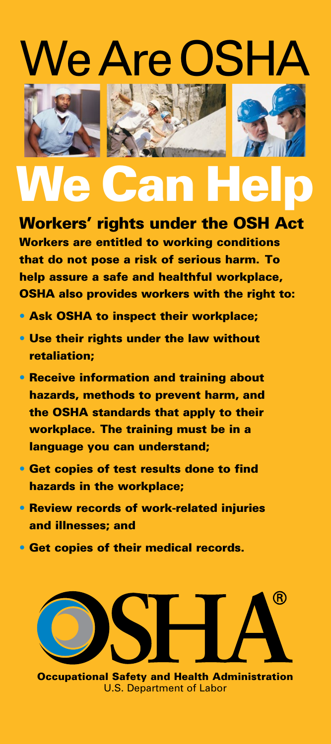# We Are OSHA

# We Can Help

## Workers' rights under the OSH Act

**Workers are entitled to working conditions that do not pose a risk of serious harm. To help assure a safe and healthful workplace, OSHA also provides workers with the right to:**

- **Ask OSHA to inspect their workplace;**
- **Use their rights under the law without retaliation;**
- **Receive information and training about hazards, methods to prevent harm, and the OSHA standards that apply to their workplace. The training must be in a language you can understand;**
- **Get copies of test results done to find hazards in the workplace;**
- **Review records of work-related injuries and illnesses; and**
- **Get copies of their medical records.**

OSHA®

**Occupational Safety and Health Administration**
U.S. Department of Labor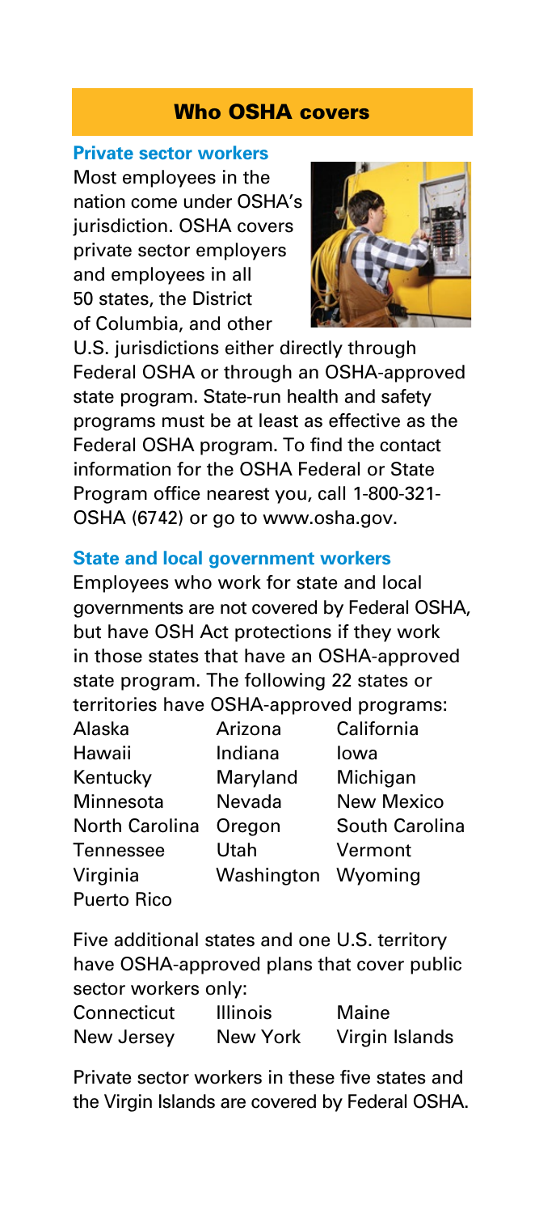## Who OSHA covers

### Private sector workers

Most employees in the nation come under OSHA's jurisdiction. OSHA covers private sector employers and employees in all 50 states, the District of Columbia, and other U.S. jurisdictions either directly through Federal OSHA or through an OSHA-approved state program. State-run health and safety programs must be at least as effective as the Federal OSHA program. To find the contact information for the OSHA Federal or State Program office nearest you, call 1-800-321-OSHA (6742) or go to www.osha.gov.

### State and local government workers

Employees who work for state and local governments are not covered by Federal OSHA, but have OSH Act protections if they work in those states that have an OSHA-approved state program. The following 22 states or territories have OSHA-approved programs:

| | | |
|---|---|---|
| Alaska | Arizona | California |
| Hawaii | Indiana | Iowa |
| Kentucky | Maryland | Michigan |
| Minnesota | Nevada | New Mexico |
| North Carolina | Oregon | South Carolina |
| Tennessee | Utah | Vermont |
| Virginia | Washington | Wyoming |
| Puerto Rico | | |

Five additional states and one U.S. territory have OSHA-approved plans that cover public sector workers only:

| | | |
|---|---|---|
| Connecticut | Illinois | Maine |
| New Jersey | New York | Virgin Islands |

Private sector workers in these five states and the Virgin Islands are covered by Federal OSHA.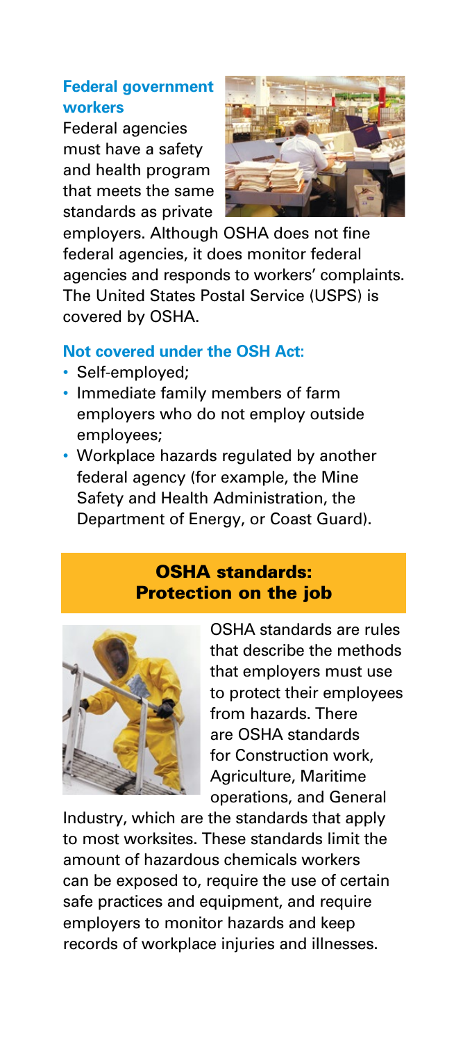### Federal government workers

Federal agencies must have a safety and health program that meets the same standards as private employers. Although OSHA does not fine federal agencies, it does monitor federal agencies and responds to workers' complaints. The United States Postal Service (USPS) is covered by OSHA.

### Not covered under the OSH Act:

- Self-employed;
- Immediate family members of farm employers who do not employ outside employees;
- Workplace hazards regulated by another federal agency (for example, the Mine Safety and Health Administration, the Department of Energy, or Coast Guard).

## OSHA standards: Protection on the job

OSHA standards are rules that describe the methods that employers must use to protect their employees from hazards. There are OSHA standards for Construction work, Agriculture, Maritime operations, and General Industry, which are the standards that apply to most worksites. These standards limit the amount of hazardous chemicals workers can be exposed to, require the use of certain safe practices and equipment, and require employers to monitor hazards and keep records of workplace injuries and illnesses.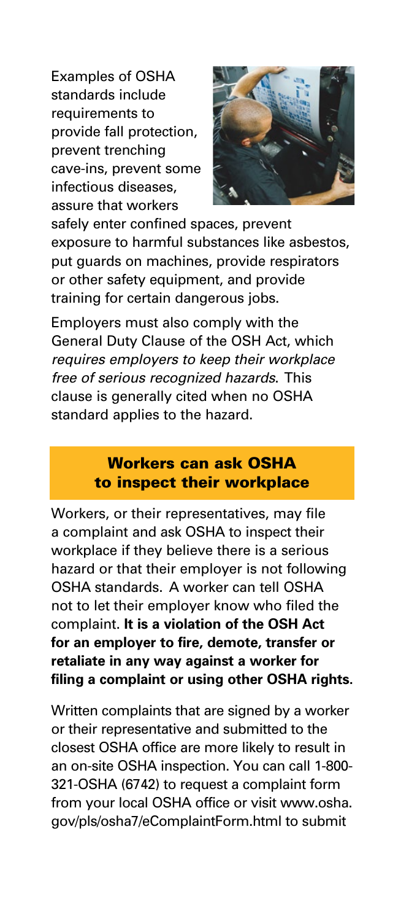Examples of OSHA standards include requirements to provide fall protection, prevent trenching cave-ins, prevent some infectious diseases, assure that workers safely enter confined spaces, prevent exposure to harmful substances like asbestos, put guards on machines, provide respirators or other safety equipment, and provide training for certain dangerous jobs.

Employers must also comply with the General Duty Clause of the OSH Act, which *requires employers to keep their workplace free of serious recognized hazards*. This clause is generally cited when no OSHA standard applies to the hazard.

## Workers can ask OSHA to inspect their workplace

Workers, or their representatives, may file a complaint and ask OSHA to inspect their workplace if they believe there is a serious hazard or that their employer is not following OSHA standards. A worker can tell OSHA not to let their employer know who filed the complaint. **It is a violation of the OSH Act for an employer to fire, demote, transfer or retaliate in any way against a worker for filing a complaint or using other OSHA rights.**

Written complaints that are signed by a worker or their representative and submitted to the closest OSHA office are more likely to result in an on-site OSHA inspection. You can call 1-800-321-OSHA (6742) to request a complaint form from your local OSHA office or visit www.osha.gov/pls/osha7/eComplaintForm.html to submit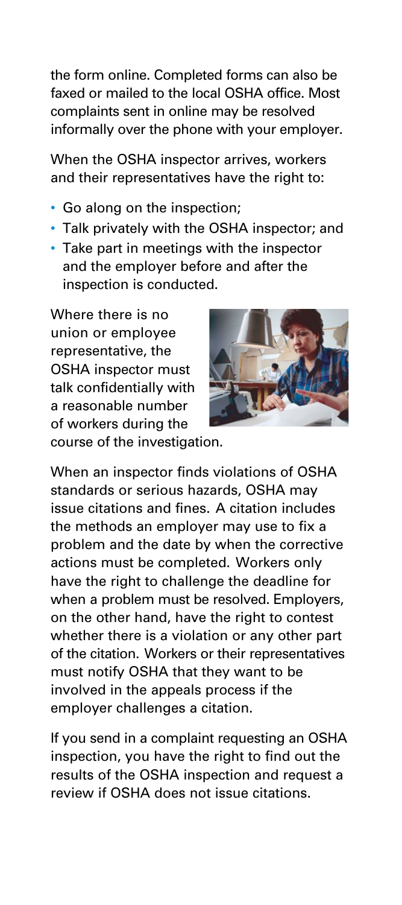the form online. Completed forms can also be faxed or mailed to the local OSHA office. Most complaints sent in online may be resolved informally over the phone with your employer.

When the OSHA inspector arrives, workers and their representatives have the right to:

- Go along on the inspection;
- Talk privately with the OSHA inspector; and
- Take part in meetings with the inspector and the employer before and after the inspection is conducted.

Where there is no union or employee representative, the OSHA inspector must talk confidentially with a reasonable number of workers during the course of the investigation.

When an inspector finds violations of OSHA standards or serious hazards, OSHA may issue citations and fines. A citation includes the methods an employer may use to fix a problem and the date by when the corrective actions must be completed. Workers only have the right to challenge the deadline for when a problem must be resolved. Employers, on the other hand, have the right to contest whether there is a violation or any other part of the citation. Workers or their representatives must notify OSHA that they want to be involved in the appeals process if the employer challenges a citation.

If you send in a complaint requesting an OSHA inspection, you have the right to find out the results of the OSHA inspection and request a review if OSHA does not issue citations.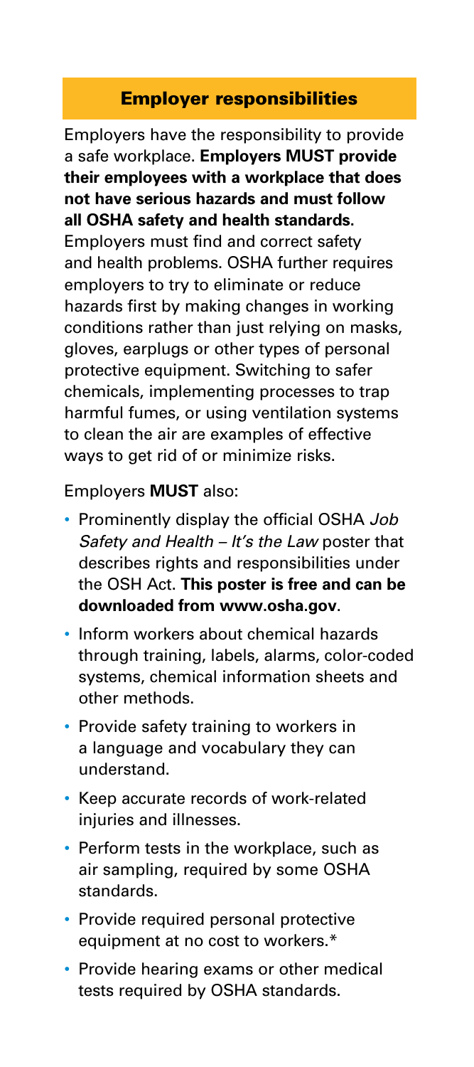## Employer responsibilities

Employers have the responsibility to provide a safe workplace. **Employers MUST provide their employees with a workplace that does not have serious hazards and must follow all OSHA safety and health standards.** Employers must find and correct safety and health problems. OSHA further requires employers to try to eliminate or reduce hazards first by making changes in working conditions rather than just relying on masks, gloves, earplugs or other types of personal protective equipment. Switching to safer chemicals, implementing processes to trap harmful fumes, or using ventilation systems to clean the air are examples of effective ways to get rid of or minimize risks.

Employers **MUST** also:

- Prominently display the official OSHA *Job Safety and Health – It's the Law* poster that describes rights and responsibilities under the OSH Act. **This poster is free and can be downloaded from www.osha.gov.**
- Inform workers about chemical hazards through training, labels, alarms, color-coded systems, chemical information sheets and other methods.
- Provide safety training to workers in a language and vocabulary they can understand.
- Keep accurate records of work-related injuries and illnesses.
- Perform tests in the workplace, such as air sampling, required by some OSHA standards.
- Provide required personal protective equipment at no cost to workers.*
- Provide hearing exams or other medical tests required by OSHA standards.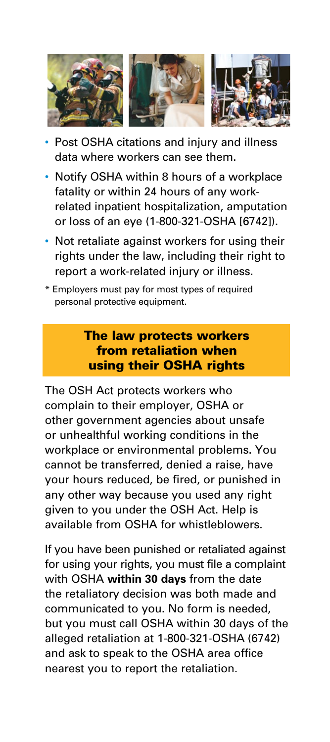- Post OSHA citations and injury and illness data where workers can see them.
- Notify OSHA within 8 hours of a workplace fatality or within 24 hours of any work-related inpatient hospitalization, amputation or loss of an eye (1-800-321-OSHA [6742]).
- Not retaliate against workers for using their rights under the law, including their right to report a work-related injury or illness.

\* Employers must pay for most types of required personal protective equipment.

## The law protects workers from retaliation when using their OSHA rights

The OSH Act protects workers who complain to their employer, OSHA or other government agencies about unsafe or unhealthful working conditions in the workplace or environmental problems. You cannot be transferred, denied a raise, have your hours reduced, be fired, or punished in any other way because you used any right given to you under the OSH Act. Help is available from OSHA for whistleblowers.

If you have been punished or retaliated against for using your rights, you must file a complaint with OSHA **within 30 days** from the date the retaliatory decision was both made and communicated to you. No form is needed, but you must call OSHA within 30 days of the alleged retaliation at 1-800-321-OSHA (6742) and ask to speak to the OSHA area office nearest you to report the retaliation.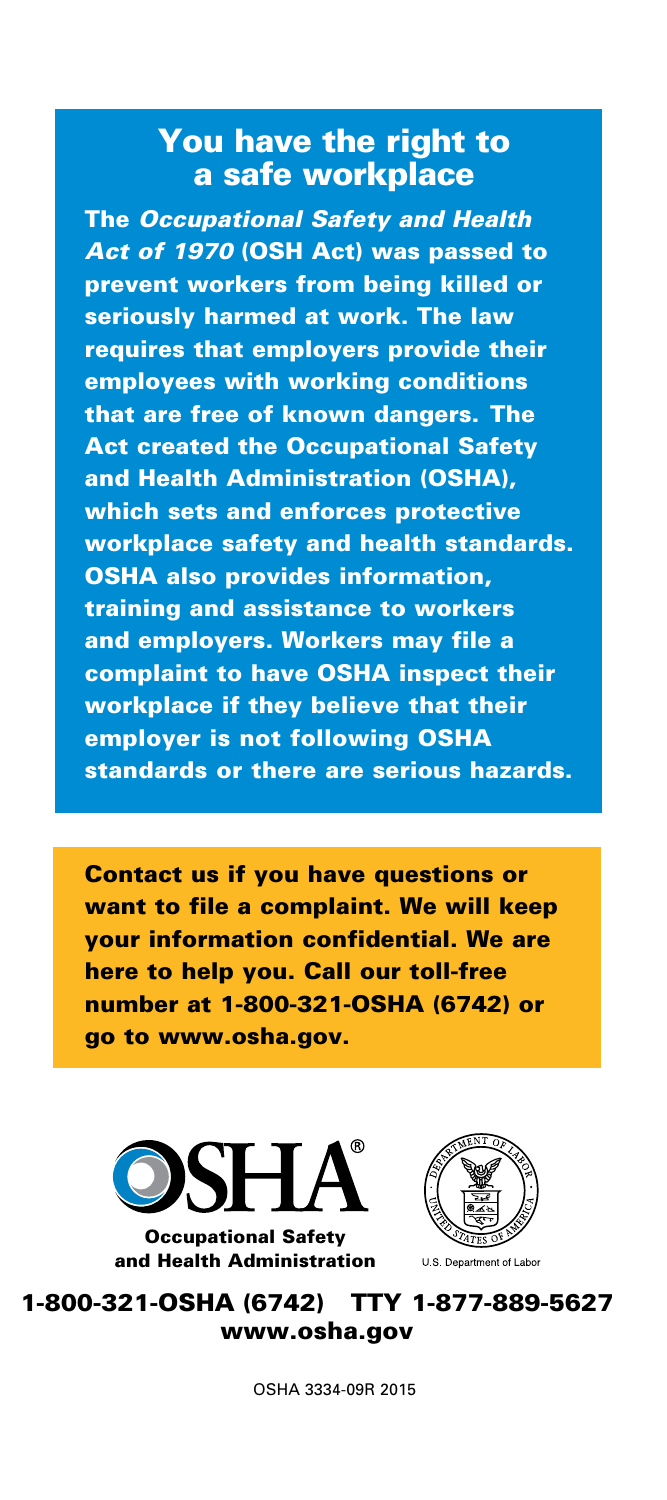# You have the right to a safe workplace

**The *Occupational Safety and Health Act of 1970* (OSH Act) was passed to prevent workers from being killed or seriously harmed at work. The law requires that employers provide their employees with working conditions that are free of known dangers. The Act created the Occupational Safety and Health Administration (OSHA), which sets and enforces protective workplace safety and health standards. OSHA also provides information, training and assistance to workers and employers. Workers may file a complaint to have OSHA inspect their workplace if they believe that their employer is not following OSHA standards or there are serious hazards.**

**Contact us if you have questions or want to file a complaint. We will keep your information confidential. We are here to help you. Call our toll-free number at 1-800-321-OSHA (6742) or go to www.osha.gov.**

OSHA®
Occupational Safety and Health Administration

U.S. Department of Labor

**1-800-321-OSHA (6742) TTY 1-877-889-5627**
**www.osha.gov**

OSHA 3334-09R 2015